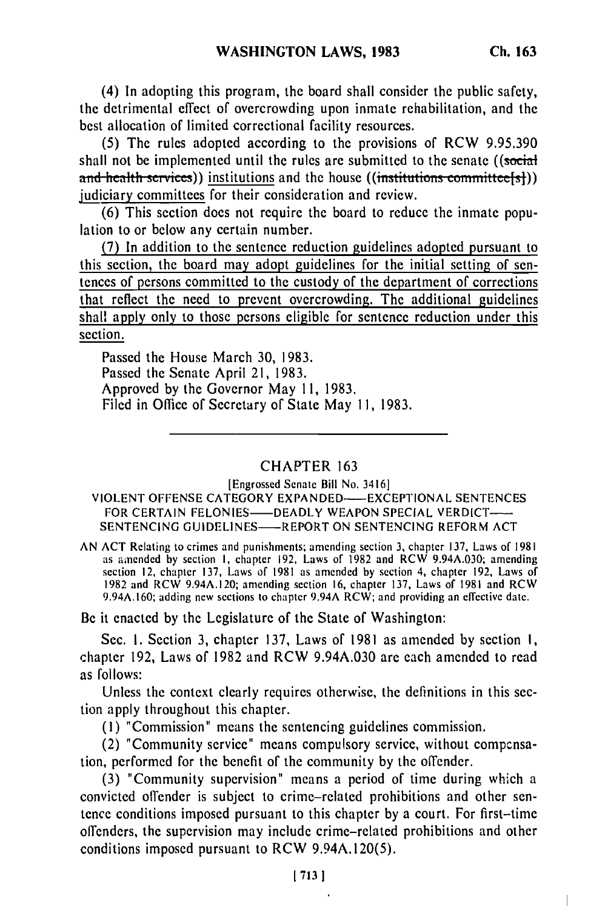(4) In adopting this program, the board shall consider the public safety, the detrimental effect of overcrowding upon inmate rehabilitation, and the best allocation of limited correctional facility resources.

(5) The rules adopted according to the provisions of RCW 9.95.390 shall not be implemented until the rules are submitted to the senate ((~~social and health services~~)) <u>institutions</u> and the house ((~~institutions committee[s]~~)) <u>judiciary committees</u> for their consideration and review.

(6) This section does not require the board to reduce the inmate population to or below any certain number.

<u>(7) In addition to the sentence reduction guidelines adopted pursuant to this section, the board may adopt guidelines for the initial setting of sentences of persons committed to the custody of the department of corrections that reflect the need to prevent overcrowding. The additional guidelines shall apply only to those persons eligible for sentence reduction under this section.</u>

Passed the House March 30, 1983.
Passed the Senate April 21, 1983.
Approved by the Governor May 11, 1983.
Filed in Office of Secretary of State May 11, 1983.

---

## CHAPTER 163

[Engrossed Senate Bill No. 3416]

VIOLENT OFFENSE CATEGORY EXPANDED——EXCEPTIONAL SENTENCES FOR CERTAIN FELONIES——DEADLY WEAPON SPECIAL VERDICT——SENTENCING GUIDELINES——REPORT ON SENTENCING REFORM ACT

AN ACT Relating to crimes and punishments; amending section 3, chapter 137, Laws of 1981 as amended by section 1, chapter 192, Laws of 1982 and RCW 9.94A.030; amending section 12, chapter 137, Laws of 1981 as amended by section 4, chapter 192, Laws of 1982 and RCW 9.94A.120; amending section 16, chapter 137, Laws of 1981 and RCW 9.94A.160; adding new sections to chapter 9.94A RCW; and providing an effective date.

Be it enacted by the Legislature of the State of Washington:

Sec. 1. Section 3, chapter 137, Laws of 1981 as amended by section 1, chapter 192, Laws of 1982 and RCW 9.94A.030 are each amended to read as follows:

Unless the context clearly requires otherwise, the definitions in this section apply throughout this chapter.

(1) "Commission" means the sentencing guidelines commission.

(2) "Community service" means compulsory service, without compensation, performed for the benefit of the community by the offender.

(3) "Community supervision" means a period of time during which a convicted offender is subject to crime-related prohibitions and other sentence conditions imposed pursuant to this chapter by a court. For first-time offenders, the supervision may include crime-related prohibitions and other conditions imposed pursuant to RCW 9.94A.120(5).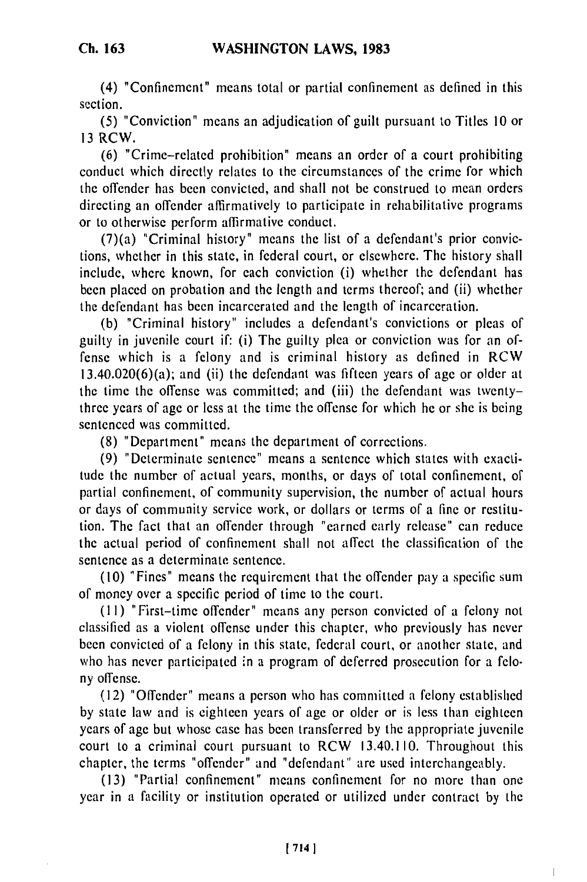(4) "Confinement" means total or partial confinement as defined in this section.

(5) "Conviction" means an adjudication of guilt pursuant to Titles 10 or 13 RCW.

(6) "Crime-related prohibition" means an order of a court prohibiting conduct which directly relates to the circumstances of the crime for which the offender has been convicted, and shall not be construed to mean orders directing an offender affirmatively to participate in rehabilitative programs or to otherwise perform affirmative conduct.

(7)(a) "Criminal history" means the list of a defendant's prior convictions, whether in this state, in federal court, or elsewhere. The history shall include, where known, for each conviction (i) whether the defendant has been placed on probation and the length and terms thereof; and (ii) whether the defendant has been incarcerated and the length of incarceration.

(b) "Criminal history" includes a defendant's convictions or pleas of guilty in juvenile court if: (i) The guilty plea or conviction was for an offense which is a felony and is criminal history as defined in RCW 13.40.020(6)(a); and (ii) the defendant was fifteen years of age or older at the time the offense was committed; and (iii) the defendant was twenty-three years of age or less at the time the offense for which he or she is being sentenced was committed.

(8) "Department" means the department of corrections.

(9) "Determinate sentence" means a sentence which states with exactitude the number of actual years, months, or days of total confinement, of partial confinement, of community supervision, the number of actual hours or days of community service work, or dollars or terms of a fine or restitution. The fact that an offender through "earned early release" can reduce the actual period of confinement shall not affect the classification of the sentence as a determinate sentence.

(10) "Fines" means the requirement that the offender pay a specific sum of money over a specific period of time to the court.

(11) "First-time offender" means any person convicted of a felony not classified as a violent offense under this chapter, who previously has never been convicted of a felony in this state, federal court, or another state, and who has never participated in a program of deferred prosecution for a felony offense.

(12) "Offender" means a person who has committed a felony established by state law and is eighteen years of age or older or is less than eighteen years of age but whose case has been transferred by the appropriate juvenile court to a criminal court pursuant to RCW 13.40.110. Throughout this chapter, the terms "offender" and "defendant" are used interchangeably.

(13) "Partial confinement" means confinement for no more than one year in a facility or institution operated or utilized under contract by the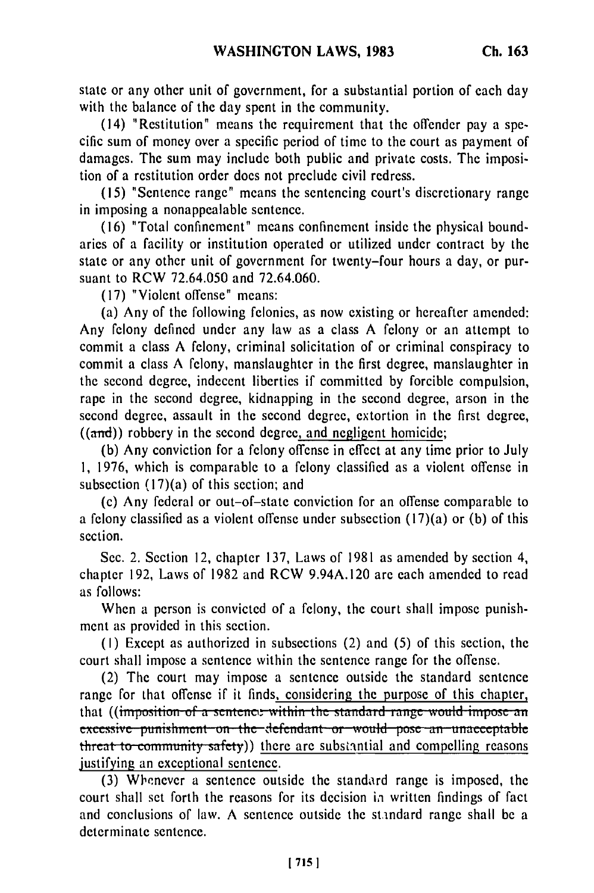state or any other unit of government, for a substantial portion of each day with the balance of the day spent in the community.

(14) "Restitution" means the requirement that the offender pay a specific sum of money over a specific period of time to the court as payment of damages. The sum may include both public and private costs. The imposition of a restitution order does not preclude civil redress.

(15) "Sentence range" means the sentencing court's discretionary range in imposing a nonappealable sentence.

(16) "Total confinement" means confinement inside the physical boundaries of a facility or institution operated or utilized under contract by the state or any other unit of government for twenty-four hours a day, or pursuant to RCW 72.64.050 and 72.64.060.

(17) "Violent offense" means:

(a) Any of the following felonies, as now existing or hereafter amended: Any felony defined under any law as a class A felony or an attempt to commit a class A felony, criminal solicitation of or criminal conspiracy to commit a class A felony, manslaughter in the first degree, manslaughter in the second degree, indecent liberties if committed by forcible compulsion, rape in the second degree, kidnapping in the second degree, arson in the second degree, assault in the second degree, extortion in the first degree, ((~~and~~)) robbery in the second degree, and negligent homicide;

(b) Any conviction for a felony offense in effect at any time prior to July 1, 1976, which is comparable to a felony classified as a violent offense in subsection (17)(a) of this section; and

(c) Any federal or out-of-state conviction for an offense comparable to a felony classified as a violent offense under subsection (17)(a) or (b) of this section.

Sec. 2. Section 12, chapter 137, Laws of 1981 as amended by section 4, chapter 192, Laws of 1982 and RCW 9.94A.120 are each amended to read as follows:

When a person is convicted of a felony, the court shall impose punishment as provided in this section.

(1) Except as authorized in subsections (2) and (5) of this section, the court shall impose a sentence within the sentence range for the offense.

(2) The court may impose a sentence outside the standard sentence range for that offense if it finds, considering the purpose of this chapter, that ((~~imposition of a sentence within the standard range would impose an excessive punishment on the defendant or would pose an unacceptable threat to community safety~~)) there are substantial and compelling reasons justifying an exceptional sentence.

(3) Whenever a sentence outside the standard range is imposed, the court shall set forth the reasons for its decision in written findings of fact and conclusions of law. A sentence outside the standard range shall be a determinate sentence.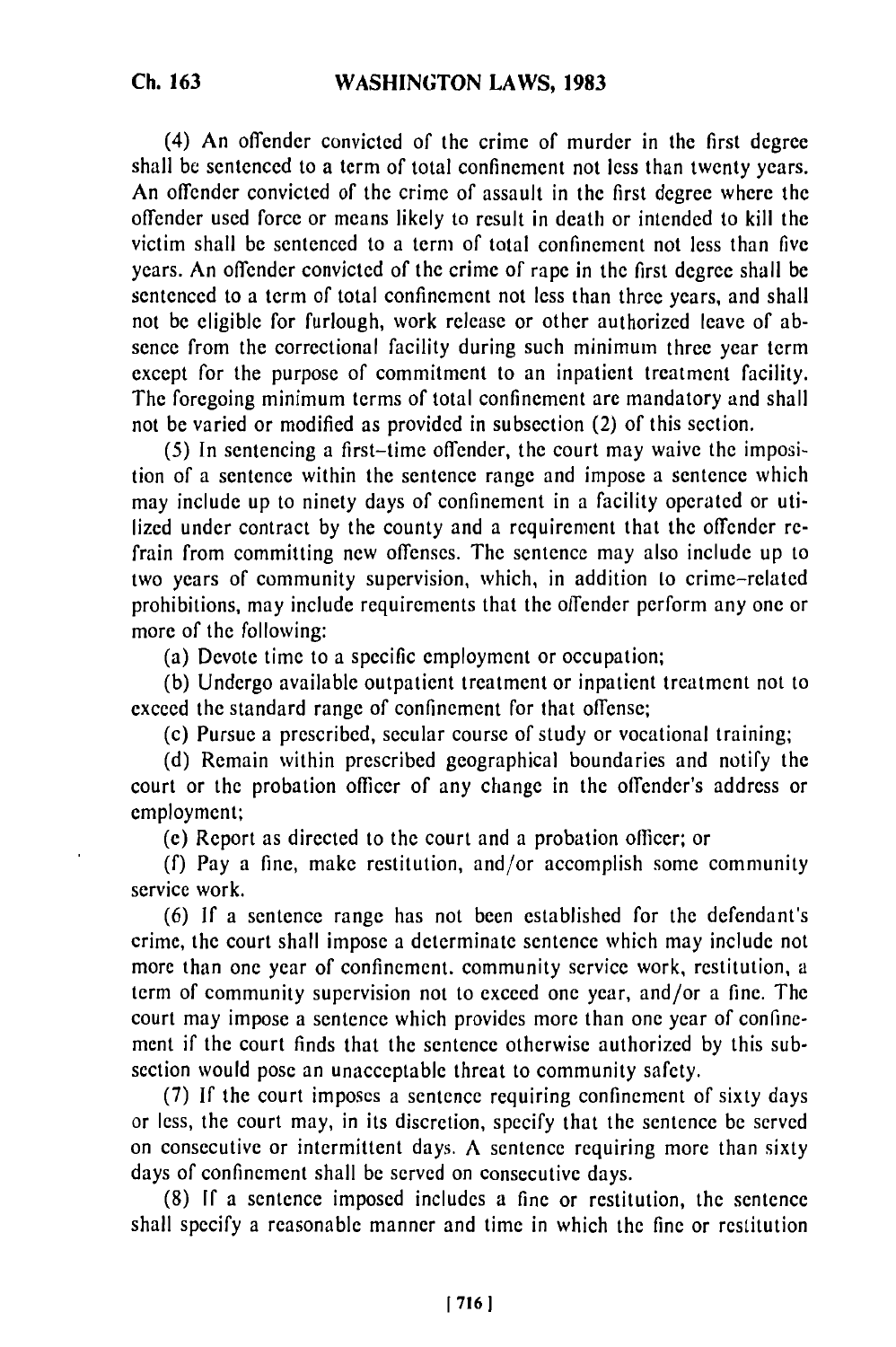(4) An offender convicted of the crime of murder in the first degree shall be sentenced to a term of total confinement not less than twenty years. An offender convicted of the crime of assault in the first degree where the offender used force or means likely to result in death or intended to kill the victim shall be sentenced to a term of total confinement not less than five years. An offender convicted of the crime of rape in the first degree shall be sentenced to a term of total confinement not less than three years, and shall not be eligible for furlough, work release or other authorized leave of absence from the correctional facility during such minimum three year term except for the purpose of commitment to an inpatient treatment facility. The foregoing minimum terms of total confinement are mandatory and shall not be varied or modified as provided in subsection (2) of this section.

(5) In sentencing a first-time offender, the court may waive the imposition of a sentence within the sentence range and impose a sentence which may include up to ninety days of confinement in a facility operated or utilized under contract by the county and a requirement that the offender refrain from committing new offenses. The sentence may also include up to two years of community supervision, which, in addition to crime-related prohibitions, may include requirements that the offender perform any one or more of the following:

(a) Devote time to a specific employment or occupation;

(b) Undergo available outpatient treatment or inpatient treatment not to exceed the standard range of confinement for that offense;

(c) Pursue a prescribed, secular course of study or vocational training;

(d) Remain within prescribed geographical boundaries and notify the court or the probation officer of any change in the offender's address or employment;

(e) Report as directed to the court and a probation officer; or

(f) Pay a fine, make restitution, and/or accomplish some community service work.

(6) If a sentence range has not been established for the defendant's crime, the court shall impose a determinate sentence which may include not more than one year of confinement. community service work, restitution, a term of community supervision not to exceed one year, and/or a fine. The court may impose a sentence which provides more than one year of confinement if the court finds that the sentence otherwise authorized by this subsection would pose an unacceptable threat to community safety.

(7) If the court imposes a sentence requiring confinement of sixty days or less, the court may, in its discretion, specify that the sentence be served on consecutive or intermittent days. A sentence requiring more than sixty days of confinement shall be served on consecutive days.

(8) If a sentence imposed includes a fine or restitution, the sentence shall specify a reasonable manner and time in which the fine or restitution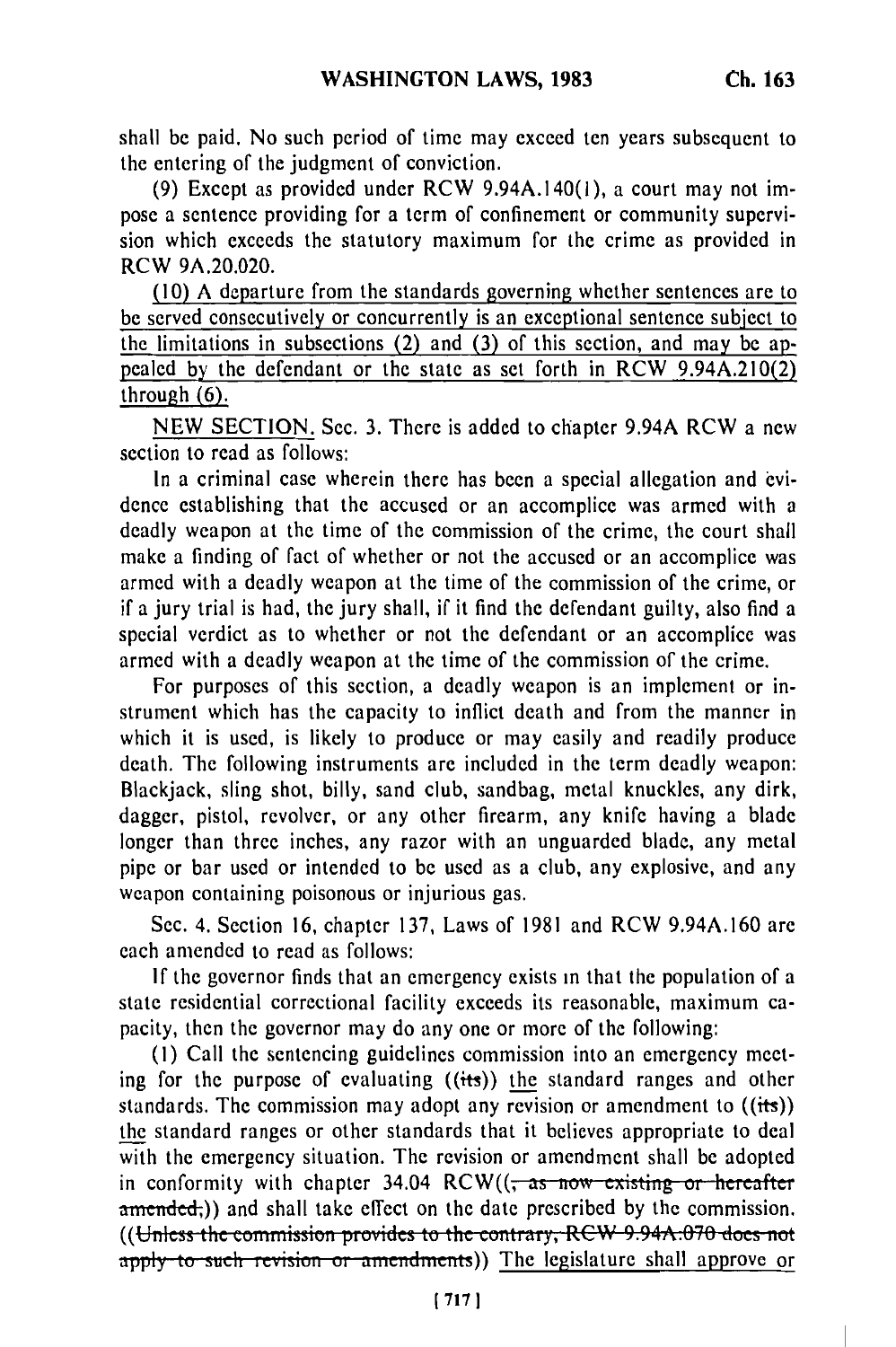shall be paid. No such period of time may exceed ten years subsequent to the entering of the judgment of conviction.

(9) Except as provided under RCW 9.94A.140(1), a court may not impose a sentence providing for a term of confinement or community supervision which exceeds the statutory maximum for the crime as provided in RCW 9A.20.020.

(10) A departure from the standards governing whether sentences are to be served consecutively or concurrently is an exceptional sentence subject to the limitations in subsections (2) and (3) of this section, and may be appealed by the defendant or the state as set forth in RCW 9.94A.210(2) through (6).

NEW SECTION. Sec. 3. There is added to chapter 9.94A RCW a new section to read as follows:

In a criminal case wherein there has been a special allegation and evidence establishing that the accused or an accomplice was armed with a deadly weapon at the time of the commission of the crime, the court shall make a finding of fact of whether or not the accused or an accomplice was armed with a deadly weapon at the time of the commission of the crime, or if a jury trial is had, the jury shall, if it find the defendant guilty, also find a special verdict as to whether or not the defendant or an accomplice was armed with a deadly weapon at the time of the commission of the crime.

For purposes of this section, a deadly weapon is an implement or instrument which has the capacity to inflict death and from the manner in which it is used, is likely to produce or may easily and readily produce death. The following instruments are included in the term deadly weapon: Blackjack, sling shot, billy, sand club, sandbag, metal knuckles, any dirk, dagger, pistol, revolver, or any other firearm, any knife having a blade longer than three inches, any razor with an unguarded blade, any metal pipe or bar used or intended to be used as a club, any explosive, and any weapon containing poisonous or injurious gas.

Sec. 4. Section 16, chapter 137, Laws of 1981 and RCW 9.94A.160 are each amended to read as follows:

If the governor finds that an emergency exists in that the population of a state residential correctional facility exceeds its reasonable, maximum capacity, then the governor may do any one or more of the following:

(1) Call the sentencing guidelines commission into an emergency meeting for the purpose of evaluating ((~~its~~)) the standard ranges and other standards. The commission may adopt any revision or amendment to ((~~its~~)) the standard ranges or other standards that it believes appropriate to deal with the emergency situation. The revision or amendment shall be adopted in conformity with chapter 34.04 RCW((~~, as now existing or hereafter amended,~~)) and shall take effect on the date prescribed by the commission. ((~~Unless the commission provides to the contrary, RCW 9.94A.070 does not apply to such revision or amendments~~)) The legislature shall approve or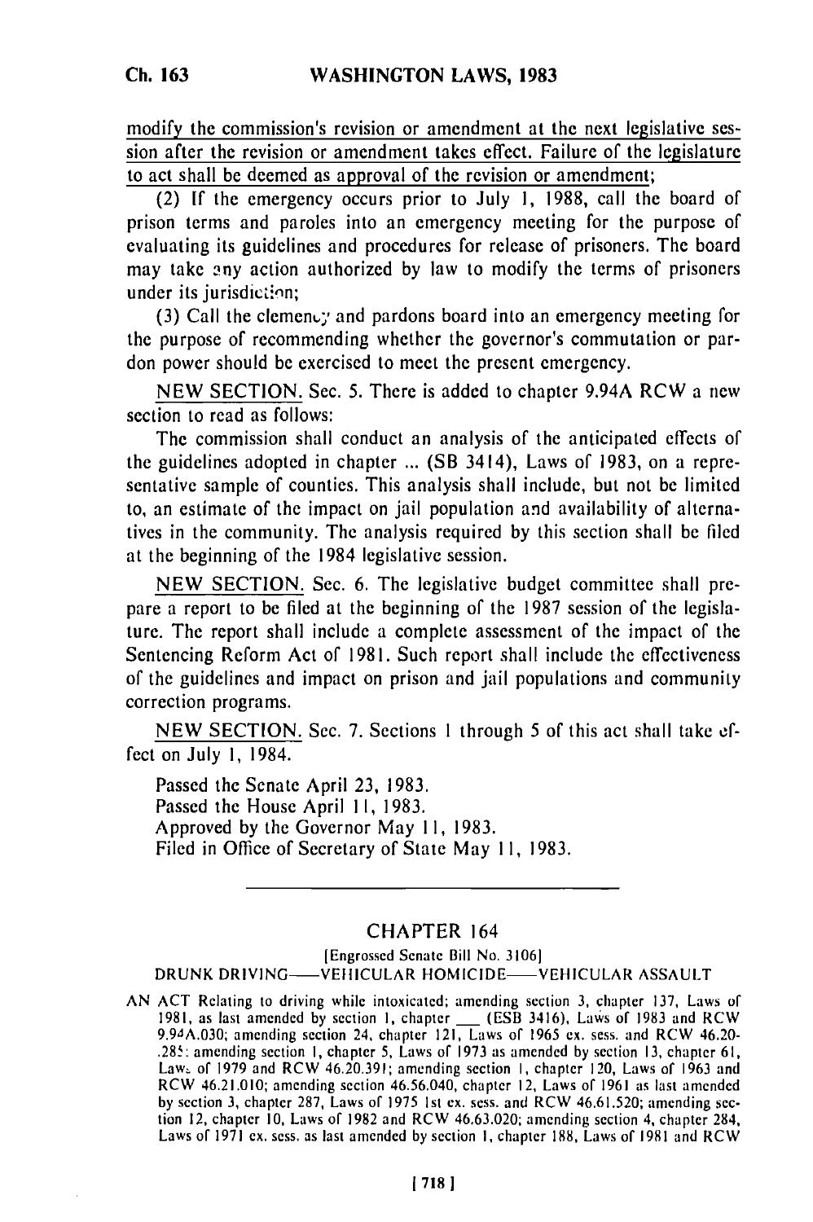modify the commission's revision or amendment at the next legislative session after the revision or amendment takes effect. Failure of the legislature to act shall be deemed as approval of the revision or amendment;

(2) If the emergency occurs prior to July 1, 1988, call the board of prison terms and paroles into an emergency meeting for the purpose of evaluating its guidelines and procedures for release of prisoners. The board may take any action authorized by law to modify the terms of prisoners under its jurisdiction;

(3) Call the clemency and pardons board into an emergency meeting for the purpose of recommending whether the governor's commutation or pardon power should be exercised to meet the present emergency.

NEW SECTION. Sec. 5. There is added to chapter 9.94A RCW a new section to read as follows:

The commission shall conduct an analysis of the anticipated effects of the guidelines adopted in chapter ... (SB 3414), Laws of 1983, on a representative sample of counties. This analysis shall include, but not be limited to, an estimate of the impact on jail population and availability of alternatives in the community. The analysis required by this section shall be filed at the beginning of the 1984 legislative session.

NEW SECTION. Sec. 6. The legislative budget committee shall prepare a report to be filed at the beginning of the 1987 session of the legislature. The report shall include a complete assessment of the impact of the Sentencing Reform Act of 1981. Such report shall include the effectiveness of the guidelines and impact on prison and jail populations and community correction programs.

NEW SECTION. Sec. 7. Sections 1 through 5 of this act shall take effect on July 1, 1984.

Passed the Senate April 23, 1983.
Passed the House April 11, 1983.
Approved by the Governor May 11, 1983.
Filed in Office of Secretary of State May 11, 1983.

---

## CHAPTER 164

[Engrossed Senate Bill No. 3106]

DRUNK DRIVING—VEHICULAR HOMICIDE—VEHICULAR ASSAULT

AN ACT Relating to driving while intoxicated; amending section 3, chapter 137, Laws of 1981, as last amended by section 1, chapter ___ (ESB 3416), Laws of 1983 and RCW 9.94A.030; amending section 24, chapter 121, Laws of 1965 ex. sess. and RCW 46.20.285; amending section 1, chapter 5, Laws of 1973 as amended by section 13, chapter 61, Laws of 1979 and RCW 46.20.391; amending section 1, chapter 120, Laws of 1963 and RCW 46.21.010; amending section 46.56.040, chapter 12, Laws of 1961 as last amended by section 3, chapter 287, Laws of 1975 1st ex. sess. and RCW 46.61.520; amending section 12, chapter 10, Laws of 1982 and RCW 46.63.020; amending section 4, chapter 284, Laws of 1971 ex. sess. as last amended by section 1, chapter 188, Laws of 1981 and RCW